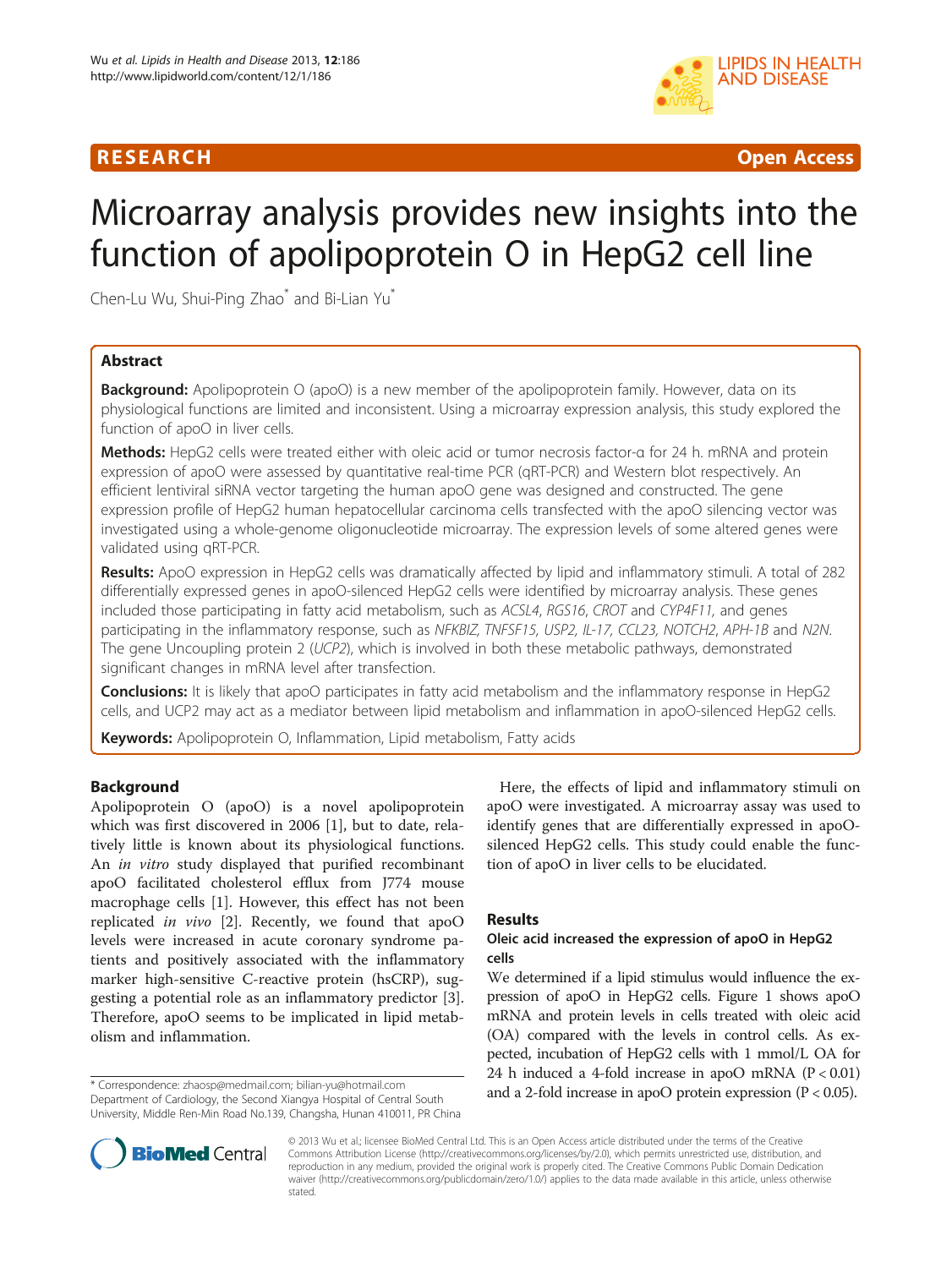**RESEARCH** **Open Access**

# Microarray analysis provides new insights into the function of apolipoprotein O in HepG2 cell line

Chen-Lu Wu, Shui-Ping Zhao* and Bi-Lian Yu*

## Abstract

**Background:** Apolipoprotein O (apoO) is a new member of the apolipoprotein family. However, data on its physiological functions are limited and inconsistent. Using a microarray expression analysis, this study explored the function of apoO in liver cells.

**Methods:** HepG2 cells were treated either with oleic acid or tumor necrosis factor-α for 24 h. mRNA and protein expression of apoO were assessed by quantitative real-time PCR (qRT-PCR) and Western blot respectively. An efficient lentiviral siRNA vector targeting the human apoO gene was designed and constructed. The gene expression profile of HepG2 human hepatocellular carcinoma cells transfected with the apoO silencing vector was investigated using a whole-genome oligonucleotide microarray. The expression levels of some altered genes were validated using qRT-PCR.

**Results:** ApoO expression in HepG2 cells was dramatically affected by lipid and inflammatory stimuli. A total of 282 differentially expressed genes in apoO-silenced HepG2 cells were identified by microarray analysis. These genes included those participating in fatty acid metabolism, such as *ACSL4*, *RGS16*, *CROT* and *CYP4F11*, and genes participating in the inflammatory response, such as *NFKBIZ*, *TNFSF15*, *USP2*, *IL-17*, *CCL23*, *NOTCH2*, *APH-1B* and *N2N*. The gene Uncoupling protein 2 (*UCP2*), which is involved in both these metabolic pathways, demonstrated significant changes in mRNA level after transfection.

**Conclusions:** It is likely that apoO participates in fatty acid metabolism and the inflammatory response in HepG2 cells, and UCP2 may act as a mediator between lipid metabolism and inflammation in apoO-silenced HepG2 cells.

**Keywords:** Apolipoprotein O, Inflammation, Lipid metabolism, Fatty acids

## Background

Apolipoprotein O (apoO) is a novel apolipoprotein which was first discovered in 2006 [1], but to date, relatively little is known about its physiological functions. An *in vitro* study displayed that purified recombinant apoO facilitated cholesterol efflux from J774 mouse macrophage cells [1]. However, this effect has not been replicated *in vivo* [2]. Recently, we found that apoO levels were increased in acute coronary syndrome patients and positively associated with the inflammatory marker high-sensitive C-reactive protein (hsCRP), suggesting a potential role as an inflammatory predictor [3]. Therefore, apoO seems to be implicated in lipid metabolism and inflammation.

Here, the effects of lipid and inflammatory stimuli on apoO were investigated. A microarray assay was used to identify genes that are differentially expressed in apoO-silenced HepG2 cells. This study could enable the function of apoO in liver cells to be elucidated.

## Results

### Oleic acid increased the expression of apoO in HepG2 cells

We determined if a lipid stimulus would influence the expression of apoO in HepG2 cells. Figure 1 shows apoO mRNA and protein levels in cells treated with oleic acid (OA) compared with the levels in control cells. As expected, incubation of HepG2 cells with 1 mmol/L OA for 24 h induced a 4-fold increase in apoO mRNA ($P < 0.01$) and a 2-fold increase in apoO protein expression ($P < 0.05$).

\* Correspondence: zhaosp@medmail.com; bilian-yu@hotmail.com
Department of Cardiology, the Second Xiangya Hospital of Central South University, Middle Ren-Min Road No.139, Changsha, Hunan 410011, PR China

© 2013 Wu et al.; licensee BioMed Central Ltd. This is an Open Access article distributed under the terms of the Creative Commons Attribution License (http://creativecommons.org/licenses/by/2.0), which permits unrestricted use, distribution, and reproduction in any medium, provided the original work is properly cited. The Creative Commons Public Domain Dedication waiver (http://creativecommons.org/publicdomain/zero/1.0/) applies to the data made available in this article, unless otherwise stated.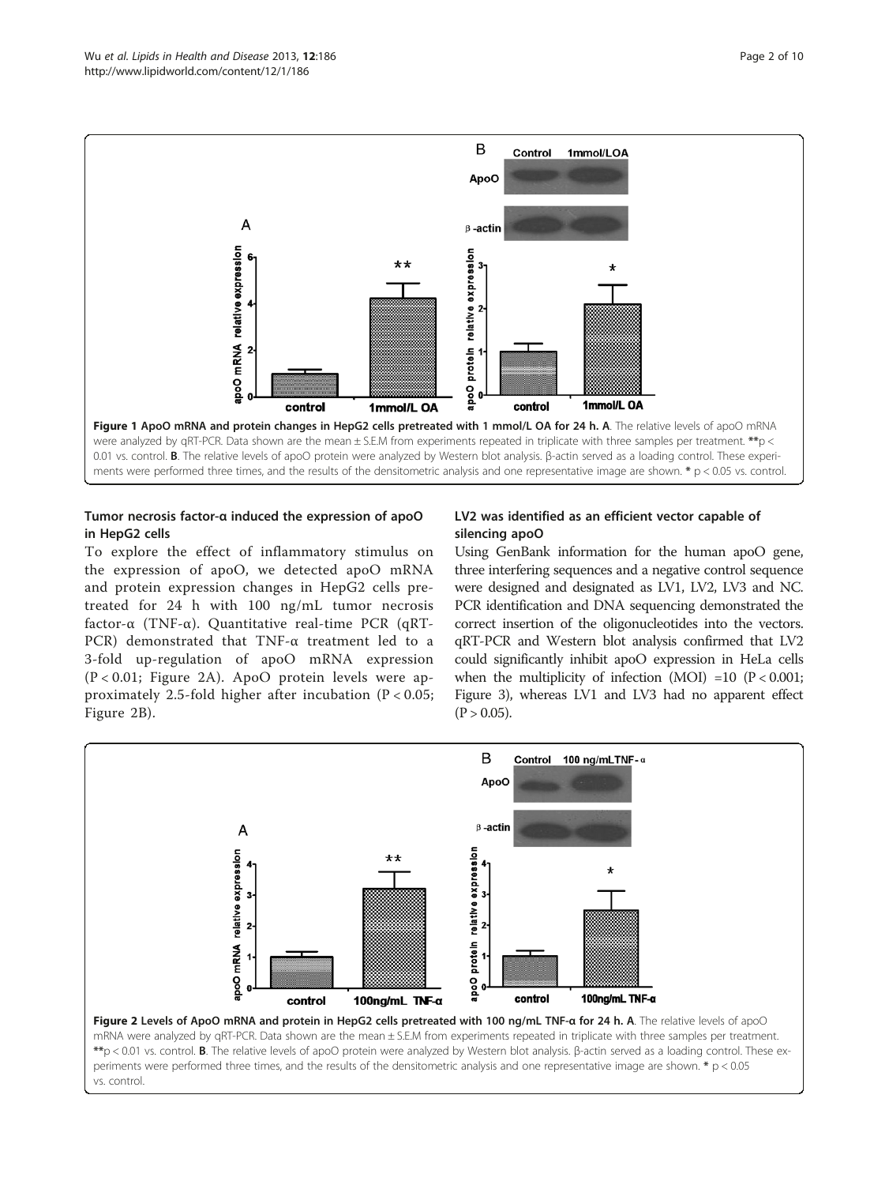Figure 1 ApoO mRNA and protein changes in HepG2 cells pretreated with 1 mmol/L OA for 24 h. A. The relative levels of apoO mRNA were analyzed by qRT-PCR. Data shown are the mean ± S.E.M from experiments repeated in triplicate with three samples per treatment. **p < 0.01 vs. control. B. The relative levels of apoO protein were analyzed by Western blot analysis. β-actin served as a loading control. These experiments were performed three times, and the results of the densitometric analysis and one representative image are shown. * p < 0.05 vs. control.

### Tumor necrosis factor-α induced the expression of apoO in HepG2 cells

To explore the effect of inflammatory stimulus on the expression of apoO, we detected apoO mRNA and protein expression changes in HepG2 cells pretreated for 24 h with 100 ng/mL tumor necrosis factor-α (TNF-α). Quantitative real-time PCR (qRT-PCR) demonstrated that TNF-α treatment led to a 3-fold up-regulation of apoO mRNA expression ($P < 0.01$; Figure 2A). ApoO protein levels were approximately 2.5-fold higher after incubation ($P < 0.05$; Figure 2B).

### LV2 was identified as an efficient vector capable of silencing apoO

Using GenBank information for the human apoO gene, three interfering sequences and a negative control sequence were designed and designated as LV1, LV2, LV3 and NC. PCR identification and DNA sequencing demonstrated the correct insertion of the oligonucleotides into the vectors. qRT-PCR and Western blot analysis confirmed that LV2 could significantly inhibit apoO expression in HeLa cells when the multiplicity of infection (MOI) =10 ($P < 0.001$; Figure 3), whereas LV1 and LV3 had no apparent effect ($P > 0.05$).

Figure 2 Levels of ApoO mRNA and protein in HepG2 cells pretreated with 100 ng/mL TNF-α for 24 h. A. The relative levels of apoO mRNA were analyzed by qRT-PCR. Data shown are the mean ± S.E.M from experiments repeated in triplicate with three samples per treatment. **p < 0.01 vs. control. B. The relative levels of apoO protein were analyzed by Western blot analysis. β-actin served as a loading control. These experiments were performed three times, and the results of the densitometric analysis and one representative image are shown. * p < 0.05 vs. control.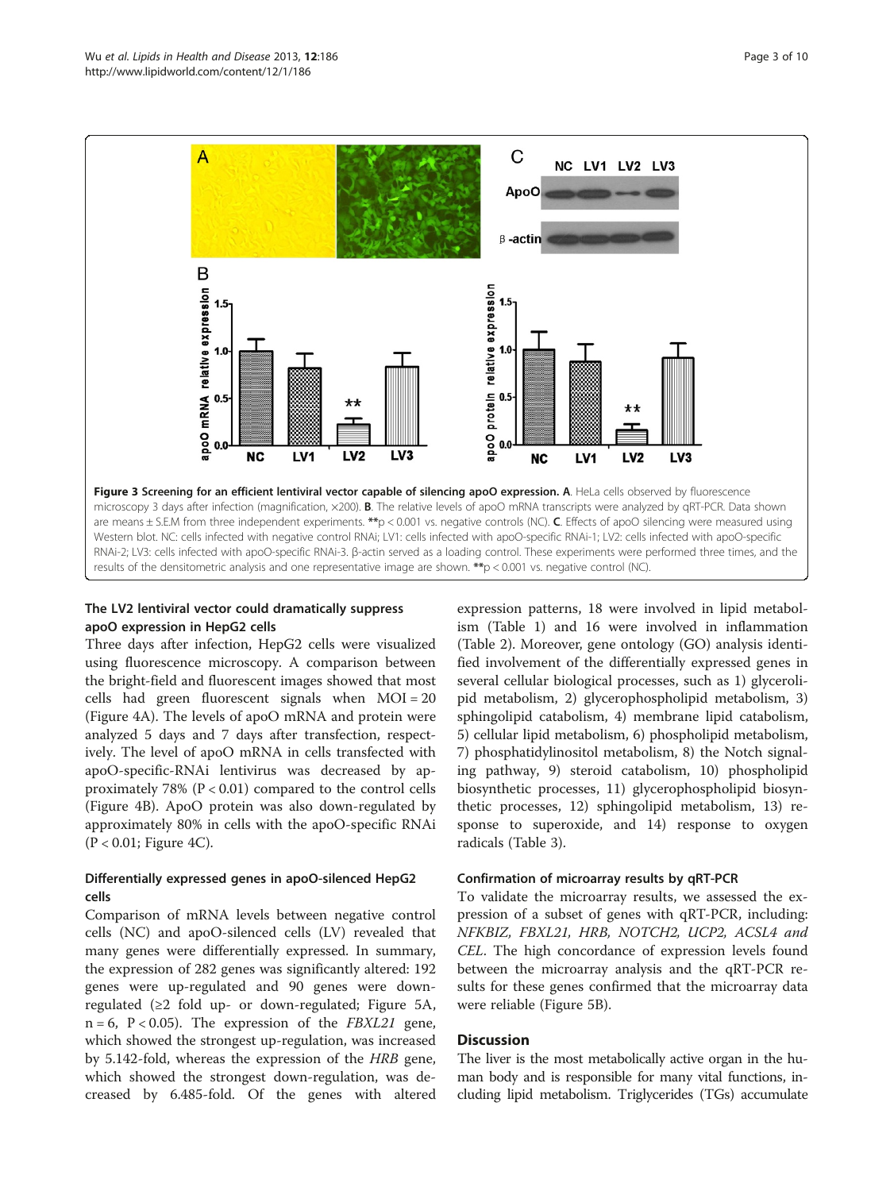Figure 3 Screening for an efficient lentiviral vector capable of silencing apoO expression. A. HeLa cells observed by fluorescence microscopy 3 days after infection (magnification, ×200). B. The relative levels of apoO mRNA transcripts were analyzed by qRT-PCR. Data shown are means ± S.E.M from three independent experiments. **p < 0.001 vs. negative controls (NC). C. Effects of apoO silencing were measured using Western blot. NC: cells infected with negative control RNAi; LV1: cells infected with apoO-specific RNAi-1; LV2: cells infected with apoO-specific RNAi-2; LV3: cells infected with apoO-specific RNAi-3. β-actin served as a loading control. These experiments were performed three times, and the results of the densitometric analysis and one representative image are shown. **p < 0.001 vs. negative control (NC).

### The LV2 lentiviral vector could dramatically suppress apoO expression in HepG2 cells

Three days after infection, HepG2 cells were visualized using fluorescence microscopy. A comparison between the bright-field and fluorescent images showed that most cells had green fluorescent signals when MOI = 20 (Figure 4A). The levels of apoO mRNA and protein were analyzed 5 days and 7 days after transfection, respectively. The level of apoO mRNA in cells transfected with apoO-specific-RNAi lentivirus was decreased by approximately 78% (P < 0.01) compared to the control cells (Figure 4B). ApoO protein was also down-regulated by approximately 80% in cells with the apoO-specific RNAi (P < 0.01; Figure 4C).

### Differentially expressed genes in apoO-silenced HepG2 cells

Comparison of mRNA levels between negative control cells (NC) and apoO-silenced cells (LV) revealed that many genes were differentially expressed. In summary, the expression of 282 genes was significantly altered: 192 genes were up-regulated and 90 genes were down-regulated (≥2 fold up- or down-regulated; Figure 5A, n = 6, P < 0.05). The expression of the *FBXL21* gene, which showed the strongest up-regulation, was increased by 5.142-fold, whereas the expression of the *HRB* gene, which showed the strongest down-regulation, was decreased by 6.485-fold. Of the genes with altered expression patterns, 18 were involved in lipid metabolism (Table 1) and 16 were involved in inflammation (Table 2). Moreover, gene ontology (GO) analysis identified involvement of the differentially expressed genes in several cellular biological processes, such as 1) glycerolipid metabolism, 2) glycerophospholipid metabolism, 3) sphingolipid catabolism, 4) membrane lipid catabolism, 5) cellular lipid metabolism, 6) phospholipid metabolism, 7) phosphatidylinositol metabolism, 8) the Notch signaling pathway, 9) steroid catabolism, 10) phospholipid biosynthetic processes, 11) glycerophospholipid biosynthetic processes, 12) sphingolipid metabolism, 13) response to superoxide, and 14) response to oxygen radicals (Table 3).

### Confirmation of microarray results by qRT-PCR

To validate the microarray results, we assessed the expression of a subset of genes with qRT-PCR, including: *NFKBIZ, FBXL21, HRB, NOTCH2, UCP2, ACSL4 and CEL*. The high concordance of expression levels found between the microarray analysis and the qRT-PCR results for these genes confirmed that the microarray data were reliable (Figure 5B).

## Discussion

The liver is the most metabolically active organ in the human body and is responsible for many vital functions, including lipid metabolism. Triglycerides (TGs) accumulate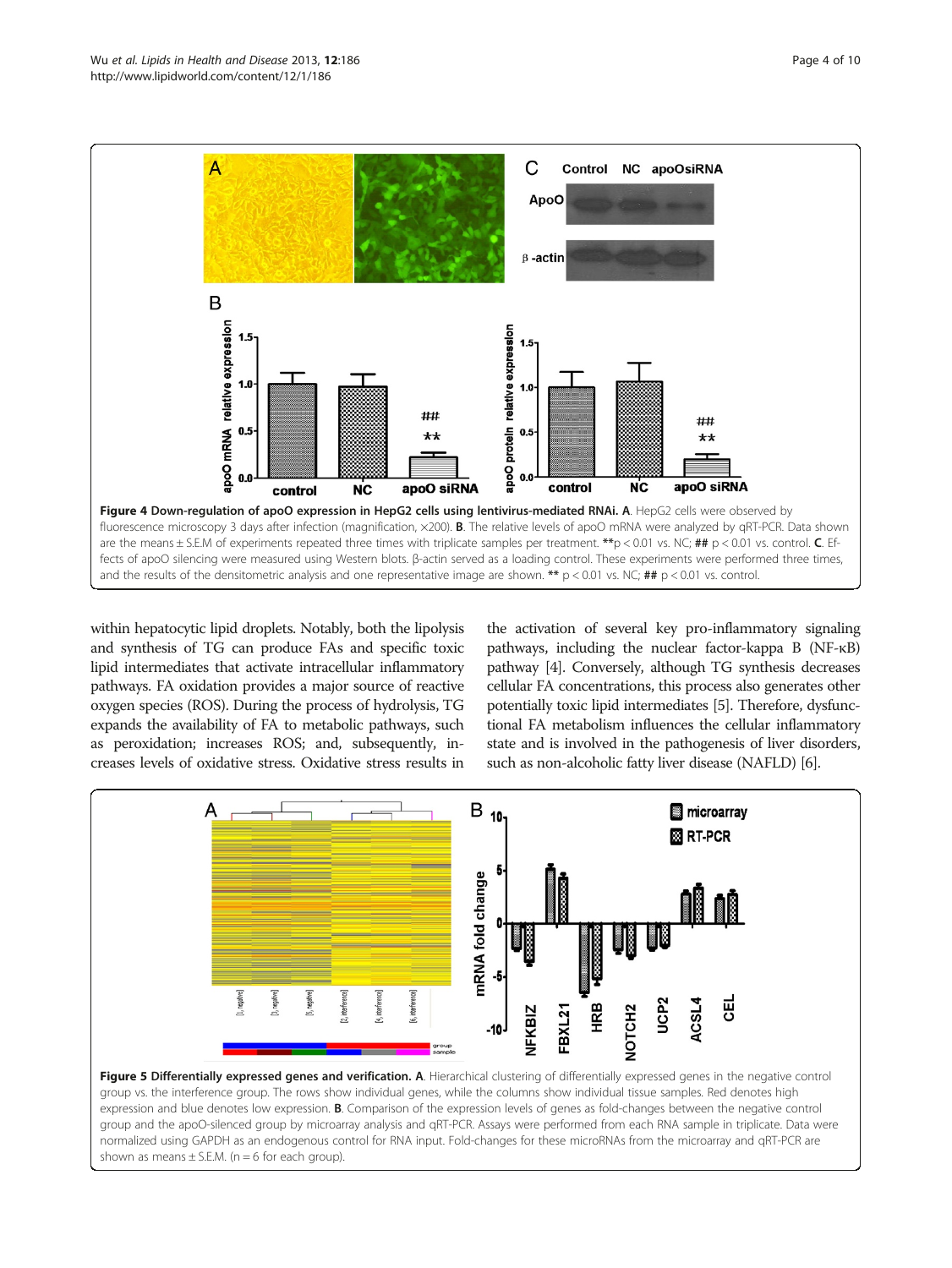**Figure 4 Down-regulation of apoO expression in HepG2 cells using lentivirus-mediated RNAi. A**. HepG2 cells were observed by fluorescence microscopy 3 days after infection (magnification, ×200). **B**. The relative levels of apoO mRNA were analyzed by qRT-PCR. Data shown are the means ± S.E.M of experiments repeated three times with triplicate samples per treatment. **p < 0.01 vs. NC; ## p < 0.01 vs. control. **C**. Effects of apoO silencing were measured using Western blots. β-actin served as a loading control. These experiments were performed three times, and the results of the densitometric analysis and one representative image are shown. ** p < 0.01 vs. NC; ## p < 0.01 vs. control.

within hepatocytic lipid droplets. Notably, both the lipolysis and synthesis of TG can produce FAs and specific toxic lipid intermediates that activate intracellular inflammatory pathways. FA oxidation provides a major source of reactive oxygen species (ROS). During the process of hydrolysis, TG expands the availability of FA to metabolic pathways, such as peroxidation; increases ROS; and, subsequently, increases levels of oxidative stress. Oxidative stress results in the activation of several key pro-inflammatory signaling pathways, including the nuclear factor-kappa B (NF-κB) pathway [4]. Conversely, although TG synthesis decreases cellular FA concentrations, this process also generates other potentially toxic lipid intermediates [5]. Therefore, dysfunctional FA metabolism influences the cellular inflammatory state and is involved in the pathogenesis of liver disorders, such as non-alcoholic fatty liver disease (NAFLD) [6].

**Figure 5 Differentially expressed genes and verification. A**. Hierarchical clustering of differentially expressed genes in the negative control group vs. the interference group. The rows show individual genes, while the columns show individual tissue samples. Red denotes high expression and blue denotes low expression. **B**. Comparison of the expression levels of genes as fold-changes between the negative control group and the apoO-silenced group by microarray analysis and qRT-PCR. Assays were performed from each RNA sample in triplicate. Data were normalized using GAPDH as an endogenous control for RNA input. Fold-changes for these microRNAs from the microarray and qRT-PCR are shown as means ± S.E.M. (n = 6 for each group).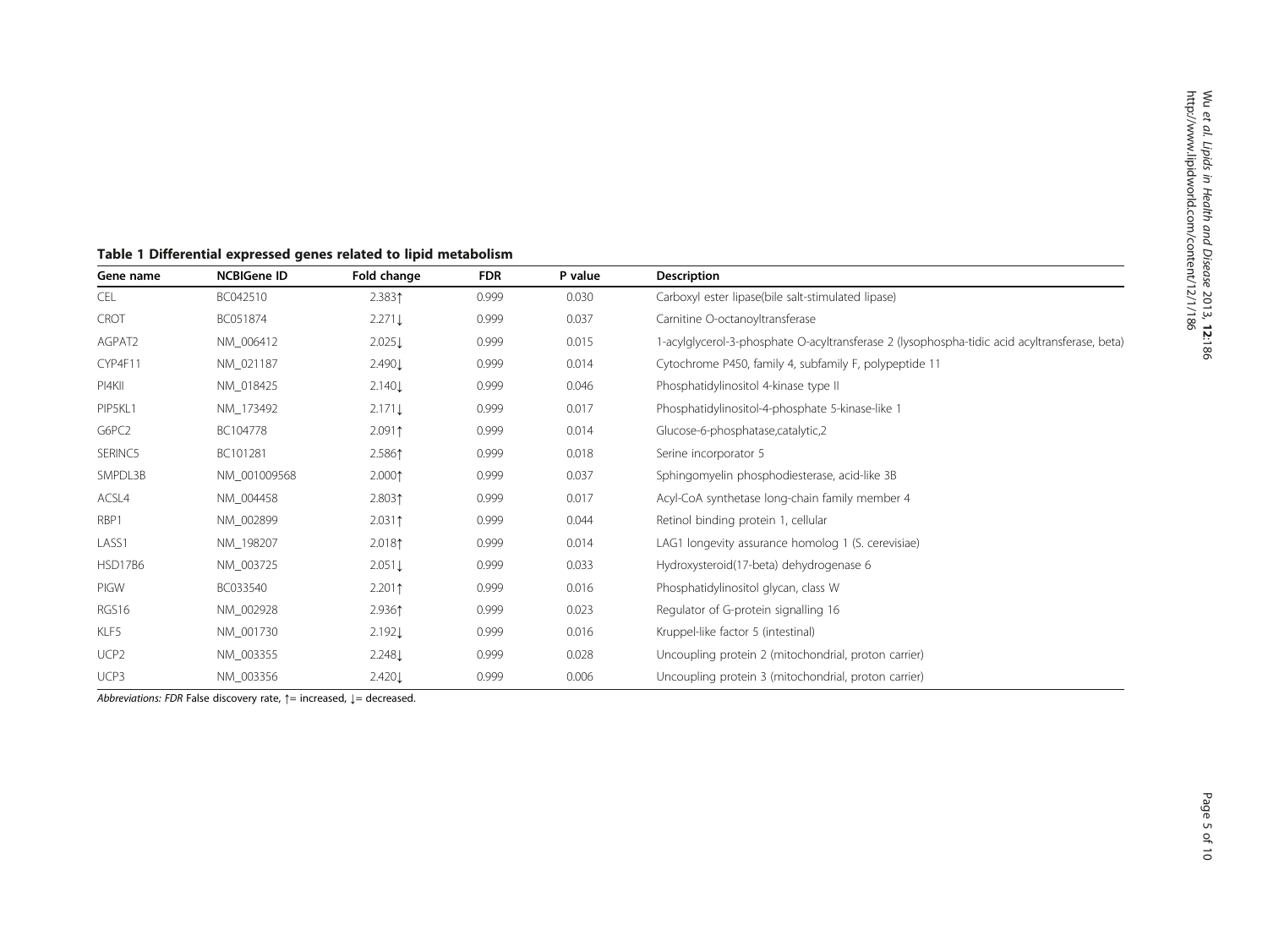**Table 1 Differential expressed genes related to lipid metabolism**

| Gene name | NCBIGene ID | Fold change | FDR | P value | Description |
| --- | --- | --- | --- | --- | --- |
| CEL | BC042510 | 2.383↑ | 0.999 | 0.030 | Carboxyl ester lipase(bile salt-stimulated lipase) |
| CROT | BC051874 | 2.271↓ | 0.999 | 0.037 | Carnitine O-octanoyltransferase |
| AGPAT2 | NM_006412 | 2.025↓ | 0.999 | 0.015 | 1-acylglycerol-3-phosphate O-acyltransferase 2 (lysophospha-tidic acid acyltransferase, beta) |
| CYP4F11 | NM_021187 | 2.490↓ | 0.999 | 0.014 | Cytochrome P450, family 4, subfamily F, polypeptide 11 |
| PI4KII | NM_018425 | 2.140↓ | 0.999 | 0.046 | Phosphatidylinositol 4-kinase type II |
| PIP5KL1 | NM_173492 | 2.171↓ | 0.999 | 0.017 | Phosphatidylinositol-4-phosphate 5-kinase-like 1 |
| G6PC2 | BC104778 | 2.091↑ | 0.999 | 0.014 | Glucose-6-phosphatase,catalytic,2 |
| SERINC5 | BC101281 | 2.586↑ | 0.999 | 0.018 | Serine incorporator 5 |
| SMPDL3B | NM_001009568 | 2.000↑ | 0.999 | 0.037 | Sphingomyelin phosphodiesterase, acid-like 3B |
| ACSL4 | NM_004458 | 2.803↑ | 0.999 | 0.017 | Acyl-CoA synthetase long-chain family member 4 |
| RBP1 | NM_002899 | 2.031↑ | 0.999 | 0.044 | Retinol binding protein 1, cellular |
| LASS1 | NM_198207 | 2.018↑ | 0.999 | 0.014 | LAG1 longevity assurance homolog 1 (S. cerevisiae) |
| HSD17B6 | NM_003725 | 2.051↓ | 0.999 | 0.033 | Hydroxysteroid(17-beta) dehydrogenase 6 |
| PIGW | BC033540 | 2.201↑ | 0.999 | 0.016 | Phosphatidylinositol glycan, class W |
| RGS16 | NM_002928 | 2.936↑ | 0.999 | 0.023 | Regulator of G-protein signalling 16 |
| KLF5 | NM_001730 | 2.192↓ | 0.999 | 0.016 | Kruppel-like factor 5 (intestinal) |
| UCP2 | NM_003355 | 2.248↓ | 0.999 | 0.028 | Uncoupling protein 2 (mitochondrial, proton carrier) |
| UCP3 | NM_003356 | 2.420↓ | 0.999 | 0.006 | Uncoupling protein 3 (mitochondrial, proton carrier) |

*Abbreviations: FDR* False discovery rate, ↑= increased, ↓= decreased.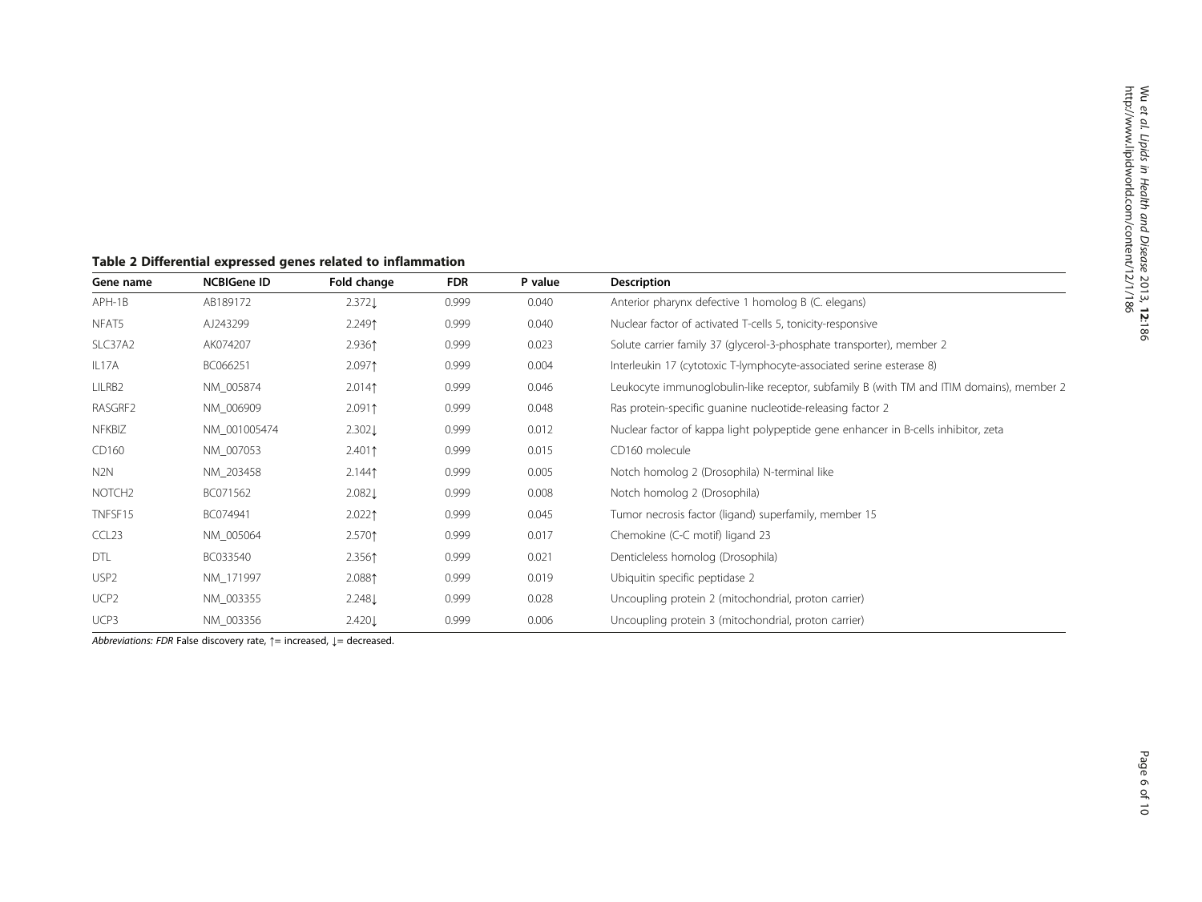**Table 2 Differential expressed genes related to inflammation**

| Gene name | NCBIGene ID | Fold change | FDR | P value | Description |
|---|---|---|---|---|---|
| APH-1B | AB189172 | 2.372↓ | 0.999 | 0.040 | Anterior pharynx defective 1 homolog B (C. elegans) |
| NFAT5 | AJ243299 | 2.249↑ | 0.999 | 0.040 | Nuclear factor of activated T-cells 5, tonicity-responsive |
| SLC37A2 | AK074207 | 2.936↑ | 0.999 | 0.023 | Solute carrier family 37 (glycerol-3-phosphate transporter), member 2 |
| IL17A | BC066251 | 2.097↑ | 0.999 | 0.004 | Interleukin 17 (cytotoxic T-lymphocyte-associated serine esterase 8) |
| LILRB2 | NM_005874 | 2.014↑ | 0.999 | 0.046 | Leukocyte immunoglobulin-like receptor, subfamily B (with TM and ITIM domains), member 2 |
| RASGRF2 | NM_006909 | 2.091↑ | 0.999 | 0.048 | Ras protein-specific guanine nucleotide-releasing factor 2 |
| NFKBIZ | NM_001005474 | 2.302↓ | 0.999 | 0.012 | Nuclear factor of kappa light polypeptide gene enhancer in B-cells inhibitor, zeta |
| CD160 | NM_007053 | 2.401↑ | 0.999 | 0.015 | CD160 molecule |
| N2N | NM_203458 | 2.144↑ | 0.999 | 0.005 | Notch homolog 2 (Drosophila) N-terminal like |
| NOTCH2 | BC071562 | 2.082↓ | 0.999 | 0.008 | Notch homolog 2 (Drosophila) |
| TNFSF15 | BC074941 | 2.022↑ | 0.999 | 0.045 | Tumor necrosis factor (ligand) superfamily, member 15 |
| CCL23 | NM_005064 | 2.570↑ | 0.999 | 0.017 | Chemokine (C-C motif) ligand 23 |
| DTL | BC033540 | 2.356↑ | 0.999 | 0.021 | Denticleless homolog (Drosophila) |
| USP2 | NM_171997 | 2.088↑ | 0.999 | 0.019 | Ubiquitin specific peptidase 2 |
| UCP2 | NM_003355 | 2.248↓ | 0.999 | 0.028 | Uncoupling protein 2 (mitochondrial, proton carrier) |
| UCP3 | NM_003356 | 2.420↓ | 0.999 | 0.006 | Uncoupling protein 3 (mitochondrial, proton carrier) |

*Abbreviations: FDR* False discovery rate, ↑= increased, ↓= decreased.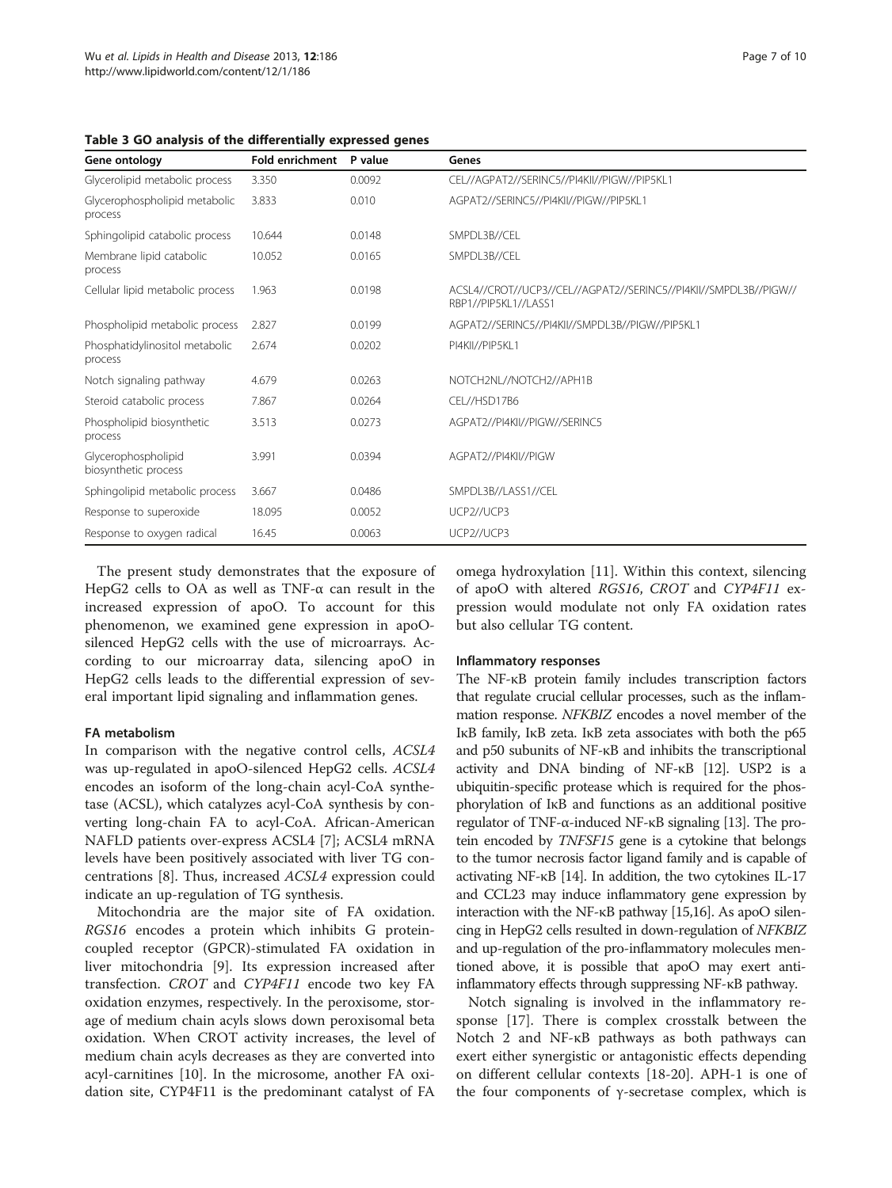**Table 3 GO analysis of the differentially expressed genes**

| Gene ontology | Fold enrichment | P value | Genes |
|---|---|---|---|
| Glycerolipid metabolic process | 3.350 | 0.0092 | CEL//AGPAT2//SERINC5//PI4KII//PIGW//PIP5KL1 |
| Glycerophospholipid metabolic process | 3.833 | 0.010 | AGPAT2//SERINC5//PI4KII//PIGW//PIP5KL1 |
| Sphingolipid catabolic process | 10.644 | 0.0148 | SMPDL3B//CEL |
| Membrane lipid catabolic process | 10.052 | 0.0165 | SMPDL3B//CEL |
| Cellular lipid metabolic process | 1.963 | 0.0198 | ACSL4//CROT//UCP3//CEL//AGPAT2//SERINC5//PI4KII//SMPDL3B//PIGW//RBP1//PIP5KL1//LASS1 |
| Phospholipid metabolic process | 2.827 | 0.0199 | AGPAT2//SERINC5//PI4KII//SMPDL3B//PIGW//PIP5KL1 |
| Phosphatidylinositol metabolic process | 2.674 | 0.0202 | PI4KII//PIP5KL1 |
| Notch signaling pathway | 4.679 | 0.0263 | NOTCH2NL//NOTCH2//APH1B |
| Steroid catabolic process | 7.867 | 0.0264 | CEL//HSD17B6 |
| Phospholipid biosynthetic process | 3.513 | 0.0273 | AGPAT2//PI4KII//PIGW//SERINC5 |
| Glycerophospholipid biosynthetic process | 3.991 | 0.0394 | AGPAT2//PI4KII//PIGW |
| Sphingolipid metabolic process | 3.667 | 0.0486 | SMPDL3B//LASS1//CEL |
| Response to superoxide | 18.095 | 0.0052 | UCP2//UCP3 |
| Response to oxygen radical | 16.45 | 0.0063 | UCP2//UCP3 |

The present study demonstrates that the exposure of HepG2 cells to OA as well as TNF-α can result in the increased expression of apoO. To account for this phenomenon, we examined gene expression in apoO-silenced HepG2 cells with the use of microarrays. According to our microarray data, silencing apoO in HepG2 cells leads to the differential expression of several important lipid signaling and inflammation genes.

#### FA metabolism

In comparison with the negative control cells, *ACSL4* was up-regulated in apoO-silenced HepG2 cells. *ACSL4* encodes an isoform of the long-chain acyl-CoA synthetase (ACSL), which catalyzes acyl-CoA synthesis by converting long-chain FA to acyl-CoA. African-American NAFLD patients over-express ACSL4 [7]; ACSL4 mRNA levels have been positively associated with liver TG concentrations [8]. Thus, increased *ACSL4* expression could indicate an up-regulation of TG synthesis.

Mitochondria are the major site of FA oxidation. *RGS16* encodes a protein which inhibits G protein-coupled receptor (GPCR)-stimulated FA oxidation in liver mitochondria [9]. Its expression increased after transfection. *CROT* and *CYP4F11* encode two key FA oxidation enzymes, respectively. In the peroxisome, storage of medium chain acyls slows down peroxisomal beta oxidation. When CROT activity increases, the level of medium chain acyls decreases as they are converted into acyl-carnitines [10]. In the microsome, another FA oxidation site, CYP4F11 is the predominant catalyst of FA omega hydroxylation [11]. Within this context, silencing of apoO with altered *RGS16*, *CROT* and *CYP4F11* expression would modulate not only FA oxidation rates but also cellular TG content.

#### Inflammatory responses

The NF-κB protein family includes transcription factors that regulate crucial cellular processes, such as the inflammation response. *NFKBIZ* encodes a novel member of the IκB family, IκB zeta. IκB zeta associates with both the p65 and p50 subunits of NF-κB and inhibits the transcriptional activity and DNA binding of NF-κB [12]. USP2 is a ubiquitin-specific protease which is required for the phosphorylation of IκB and functions as an additional positive regulator of TNF-α-induced NF-κB signaling [13]. The protein encoded by *TNFSF15* gene is a cytokine that belongs to the tumor necrosis factor ligand family and is capable of activating NF-κB [14]. In addition, the two cytokines IL-17 and CCL23 may induce inflammatory gene expression by interaction with the NF-κB pathway [15,16]. As apoO silencing in HepG2 cells resulted in down-regulation of *NFKBIZ* and up-regulation of the pro-inflammatory molecules mentioned above, it is possible that apoO may exert anti-inflammatory effects through suppressing NF-κB pathway.

Notch signaling is involved in the inflammatory response [17]. There is complex crosstalk between the Notch 2 and NF-κB pathways as both pathways can exert either synergistic or antagonistic effects depending on different cellular contexts [18-20]. APH-1 is one of the four components of γ-secretase complex, which is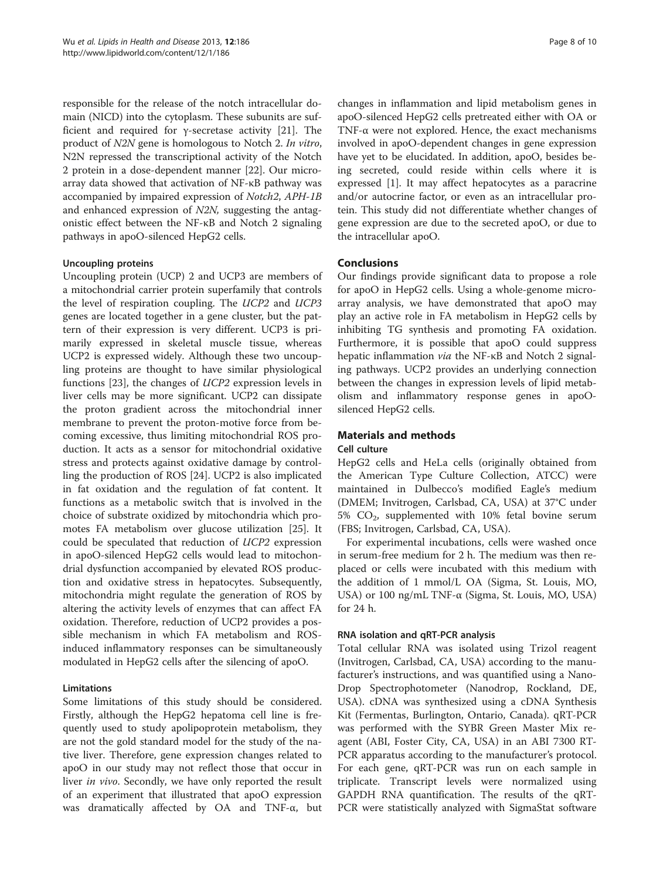responsible for the release of the notch intracellular domain (NICD) into the cytoplasm. These subunits are sufficient and required for γ-secretase activity [21]. The product of *N2N* gene is homologous to Notch 2. *In vitro*, N2N repressed the transcriptional activity of the Notch 2 protein in a dose-dependent manner [22]. Our microarray data showed that activation of NF-κB pathway was accompanied by impaired expression of *Notch2*, *APH-1B* and enhanced expression of *N2N*, suggesting the antagonistic effect between the NF-κB and Notch 2 signaling pathways in apoO-silenced HepG2 cells.

#### Uncoupling proteins

Uncoupling protein (UCP) 2 and UCP3 are members of a mitochondrial carrier protein superfamily that controls the level of respiration coupling. The *UCP2* and *UCP3* genes are located together in a gene cluster, but the pattern of their expression is very different. UCP3 is primarily expressed in skeletal muscle tissue, whereas UCP2 is expressed widely. Although these two uncoupling proteins are thought to have similar physiological functions [23], the changes of *UCP2* expression levels in liver cells may be more significant. UCP2 can dissipate the proton gradient across the mitochondrial inner membrane to prevent the proton-motive force from becoming excessive, thus limiting mitochondrial ROS production. It acts as a sensor for mitochondrial oxidative stress and protects against oxidative damage by controlling the production of ROS [24]. UCP2 is also implicated in fat oxidation and the regulation of fat content. It functions as a metabolic switch that is involved in the choice of substrate oxidized by mitochondria which promotes FA metabolism over glucose utilization [25]. It could be speculated that reduction of *UCP2* expression in apoO-silenced HepG2 cells would lead to mitochondrial dysfunction accompanied by elevated ROS production and oxidative stress in hepatocytes. Subsequently, mitochondria might regulate the generation of ROS by altering the activity levels of enzymes that can affect FA oxidation. Therefore, reduction of UCP2 provides a possible mechanism in which FA metabolism and ROS-induced inflammatory responses can be simultaneously modulated in HepG2 cells after the silencing of apoO.

#### Limitations

Some limitations of this study should be considered. Firstly, although the HepG2 hepatoma cell line is frequently used to study apolipoprotein metabolism, they are not the gold standard model for the study of the native liver. Therefore, gene expression changes related to apoO in our study may not reflect those that occur in liver *in vivo*. Secondly, we have only reported the result of an experiment that illustrated that apoO expression was dramatically affected by OA and TNF-α, but changes in inflammation and lipid metabolism genes in apoO-silenced HepG2 cells pretreated either with OA or TNF-α were not explored. Hence, the exact mechanisms involved in apoO-dependent changes in gene expression have yet to be elucidated. In addition, apoO, besides being secreted, could reside within cells where it is expressed [1]. It may affect hepatocytes as a paracrine and/or autocrine factor, or even as an intracellular protein. This study did not differentiate whether changes of gene expression are due to the secreted apoO, or due to the intracellular apoO.

## Conclusions

Our findings provide significant data to propose a role for apoO in HepG2 cells. Using a whole-genome microarray analysis, we have demonstrated that apoO may play an active role in FA metabolism in HepG2 cells by inhibiting TG synthesis and promoting FA oxidation. Furthermore, it is possible that apoO could suppress hepatic inflammation *via* the NF-κB and Notch 2 signaling pathways. UCP2 provides an underlying connection between the changes in expression levels of lipid metabolism and inflammatory response genes in apoO-silenced HepG2 cells.

## Materials and methods

#### Cell culture

HepG2 cells and HeLa cells (originally obtained from the American Type Culture Collection, ATCC) were maintained in Dulbecco's modified Eagle's medium (DMEM; Invitrogen, Carlsbad, CA, USA) at 37°C under 5% $CO_2$, supplemented with 10% fetal bovine serum (FBS; Invitrogen, Carlsbad, CA, USA).

For experimental incubations, cells were washed once in serum-free medium for 2 h. The medium was then replaced or cells were incubated with this medium with the addition of 1 mmol/L OA (Sigma, St. Louis, MO, USA) or 100 ng/mL TNF-α (Sigma, St. Louis, MO, USA) for 24 h.

#### RNA isolation and qRT-PCR analysis

Total cellular RNA was isolated using Trizol reagent (Invitrogen, Carlsbad, CA, USA) according to the manufacturer's instructions, and was quantified using a NanoDrop Spectrophotometer (Nanodrop, Rockland, DE, USA). cDNA was synthesized using a cDNA Synthesis Kit (Fermentas, Burlington, Ontario, Canada). qRT-PCR was performed with the SYBR Green Master Mix reagent (ABI, Foster City, CA, USA) in an ABI 7300 RT-PCR apparatus according to the manufacturer's protocol. For each gene, qRT-PCR was run on each sample in triplicate. Transcript levels were normalized using GAPDH RNA quantification. The results of the qRT-PCR were statistically analyzed with SigmaStat software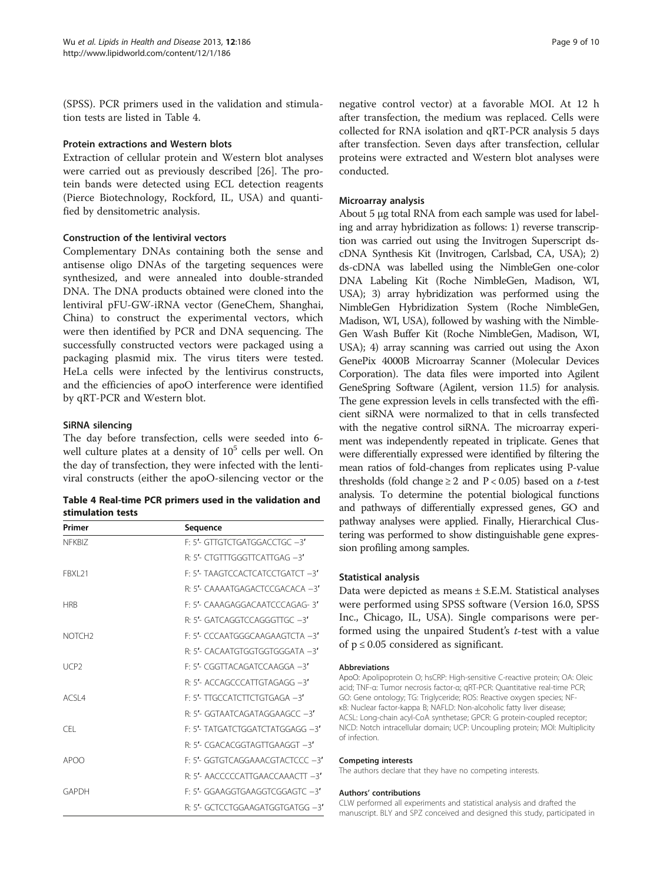(SPSS). PCR primers used in the validation and stimulation tests are listed in Table 4.

### Protein extractions and Western blots

Extraction of cellular protein and Western blot analyses were carried out as previously described [26]. The protein bands were detected using ECL detection reagents (Pierce Biotechnology, Rockford, IL, USA) and quantified by densitometric analysis.

### Construction of the lentiviral vectors

Complementary DNAs containing both the sense and antisense oligo DNAs of the targeting sequences were synthesized, and were annealed into double-stranded DNA. The DNA products obtained were cloned into the lentiviral pFU-GW-iRNA vector (GeneChem, Shanghai, China) to construct the experimental vectors, which were then identified by PCR and DNA sequencing. The successfully constructed vectors were packaged using a packaging plasmid mix. The virus titers were tested. HeLa cells were infected by the lentivirus constructs, and the efficiencies of apoO interference were identified by qRT-PCR and Western blot.

### SiRNA silencing

The day before transfection, cells were seeded into 6-well culture plates at a density of $10^5$ cells per well. On the day of transfection, they were infected with the lentiviral constructs (either the apoO-silencing vector or the negative control vector) at a favorable MOI. At 12 h after transfection, the medium was replaced. Cells were collected for RNA isolation and qRT-PCR analysis 5 days after transfection. Seven days after transfection, cellular proteins were extracted and Western blot analyses were conducted.

**Table 4 Real-time PCR primers used in the validation and stimulation tests**

| Primer | Sequence |
|---|---|
| NFKBIZ | F: 5′- GTTGTCTGATGGACCTGC −3′ |
| | R: 5′- CTGTTTGGGTTCATTGAG −3′ |
| FBXL21 | F: 5′- TAAGTCCACTCATCCTGATCT −3′ |
| | R: 5′- CAAAATGAGACTCCGACACA −3′ |
| HRB | F: 5′- CAAAGAGGACAATCCCAGAG- 3′ |
| | R: 5′- GATCAGGTCCAGGGTTGC −3′ |
| NOTCH2 | F: 5′- CCCAATGGGCAAGAAGTCTA −3′ |
| | R: 5′- CACAATGTGGTGGTGGGATA −3′ |
| UCP2 | F: 5′- CGGTTACAGATCCAAGGA −3′ |
| | R: 5′- ACCAGCCCATTGTAGAGG −3′ |
| ACSL4 | F: 5′- TTGCCATCTTCTGTGAGA −3′ |
| | R: 5′- GGTAATCAGATAGGAAGCC −3′ |
| CEL | F: 5′- TATGATCTGGATCTATGGAGG −3′ |
| | R: 5′- CGACACGGTAGTTGAAGGT −3′ |
| APOO | F: 5′- GGTGTCAGGAAACGTACTCCC −3′ |
| | R: 5′- AACCCCCATTGAACCAAACTT −3′ |
| GAPDH | F: 5′- GGAAGGTGAAGGTCGGAGTC −3′ |
| | R: 5′- GCTCCTGGAAGATGGTGATGG −3′ |

### Microarray analysis

About 5 μg total RNA from each sample was used for labeling and array hybridization as follows: 1) reverse transcription was carried out using the Invitrogen Superscript ds-cDNA Synthesis Kit (Invitrogen, Carlsbad, CA, USA); 2) ds-cDNA was labelled using the NimbleGen one-color DNA Labeling Kit (Roche NimbleGen, Madison, WI, USA); 3) array hybridization was performed using the NimbleGen Hybridization System (Roche NimbleGen, Madison, WI, USA), followed by washing with the NimbleGen Wash Buffer Kit (Roche NimbleGen, Madison, WI, USA); 4) array scanning was carried out using the Axon GenePix 4000B Microarray Scanner (Molecular Devices Corporation). The data files were imported into Agilent GeneSpring Software (Agilent, version 11.5) for analysis. The gene expression levels in cells transfected with the efficient siRNA were normalized to that in cells transfected with the negative control siRNA. The microarray experiment was independently repeated in triplicate. Genes that were differentially expressed were identified by filtering the mean ratios of fold-changes from replicates using P-value thresholds (fold change ≥ 2 and $P < 0.05$) based on a *t*-test analysis. To determine the potential biological functions and pathways of differentially expressed genes, GO and pathway analyses were applied. Finally, Hierarchical Clustering was performed to show distinguishable gene expression profiling among samples.

### Statistical analysis

Data were depicted as means ± S.E.M. Statistical analyses were performed using SPSS software (Version 16.0, SPSS Inc., Chicago, IL, USA). Single comparisons were performed using the unpaired Student's *t*-test with a value of $p \leq 0.05$ considered as significant.

#### Abbreviations

ApoO: Apolipoprotein O; hsCRP: High-sensitive C-reactive protein; OA: Oleic acid; TNF-α: Tumor necrosis factor-α; qRT-PCR: Quantitative real-time PCR; GO: Gene ontology; TG: Triglyceride; ROS: Reactive oxygen species; NF-κB: Nuclear factor-kappa B; NAFLD: Non-alcoholic fatty liver disease; ACSL: Long-chain acyl-CoA synthetase; GPCR: G protein-coupled receptor; NICD: Notch intracellular domain; UCP: Uncoupling protein; MOI: Multiplicity of infection.

#### Competing interests

The authors declare that they have no competing interests.

#### Authors' contributions

CLW performed all experiments and statistical analysis and drafted the manuscript. BLY and SPZ conceived and designed this study, participated in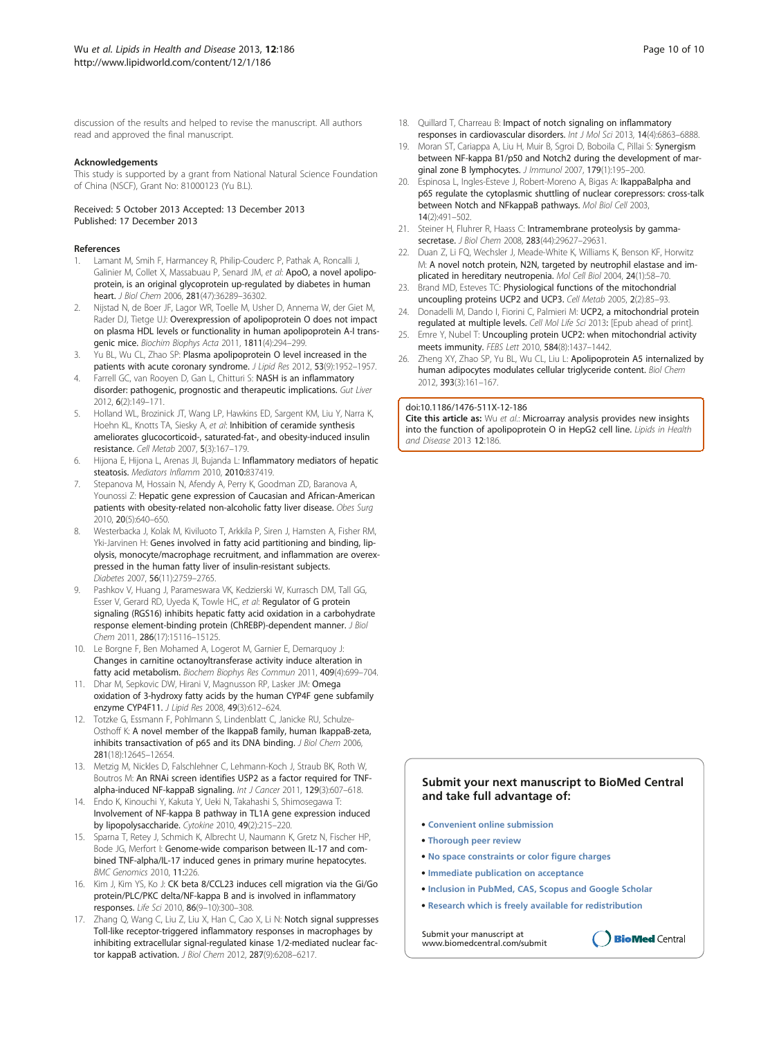discussion of the results and helped to revise the manuscript. All authors read and approved the final manuscript.

#### Acknowledgements

This study is supported by a grant from National Natural Science Foundation of China (NSCF), Grant No: 81000123 (Yu B.L).

Received: 5 October 2013 Accepted: 13 December 2013
Published: 17 December 2013

#### References

1. Lamant M, Smih F, Harmancey R, Philip-Couderc P, Pathak A, Roncalli J, Galinier M, Collet X, Massabuau P, Senard JM, *et al*: **ApoO, a novel apolipoprotein, is an original glycoprotein up-regulated by diabetes in human heart.** *J Biol Chem* 2006, **281**(47):36289–36302.
2. Nijstad N, de Boer JF, Lagor WR, Toelle M, Usher D, Annema W, der Giet M, Rader DJ, Tietge UJ: **Overexpression of apolipoprotein O does not impact on plasma HDL levels or functionality in human apolipoprotein A-I transgenic mice.** *Biochim Biophys Acta* 2011, **1811**(4):294–299.
3. Yu BL, Wu CL, Zhao SP: **Plasma apolipoprotein O level increased in the patients with acute coronary syndrome.** *J Lipid Res* 2012, **53**(9):1952–1957.
4. Farrell GC, van Rooyen D, Gan L, Chitturi S: **NASH is an inflammatory disorder: pathogenic, prognostic and therapeutic implications.** *Gut Liver* 2012, **6**(2):149–171.
5. Holland WL, Brozinick JT, Wang LP, Hawkins ED, Sargent KM, Liu Y, Narra K, Hoehn KL, Knotts TA, Siesky A, *et al*: **Inhibition of ceramide synthesis ameliorates glucocorticoid-, saturated-fat-, and obesity-induced insulin resistance.** *Cell Metab* 2007, **5**(3):167–179.
6. Hijona E, Hijona L, Arenas JI, Bujanda L: **Inflammatory mediators of hepatic steatosis.** *Mediators Inflamm* 2010, **2010:**837419.
7. Stepanova M, Hossain N, Afendy A, Perry K, Goodman ZD, Baranova A, Younossi Z: **Hepatic gene expression of Caucasian and African-American patients with obesity-related non-alcoholic fatty liver disease.** *Obes Surg* 2010, **20**(5):640–650.
8. Westerbacka J, Kolak M, Kiviluoto T, Arkkila P, Siren J, Hamsten A, Fisher RM, Yki-Jarvinen H: **Genes involved in fatty acid partitioning and binding, lipolysis, monocyte/macrophage recruitment, and inflammation are overexpressed in the human fatty liver of insulin-resistant subjects.** *Diabetes* 2007, **56**(11):2759–2765.
9. Pashkov V, Huang J, Parameswara VK, Kedzierski W, Kurrasch DM, Tall GG, Esser V, Gerard RD, Uyeda K, Towle HC, *et al*: **Regulator of G protein signaling (RGS16) inhibits hepatic fatty acid oxidation in a carbohydrate response element-binding protein (ChREBP)-dependent manner.** *J Biol Chem* 2011, **286**(17):15116–15125.
10. Le Borgne F, Ben Mohamed A, Logerot M, Garnier E, Demarquoy J: **Changes in carnitine octanoyltransferase activity induce alteration in fatty acid metabolism.** *Biochem Biophys Res Commun* 2011, **409**(4):699–704.
11. Dhar M, Sepkovic DW, Hirani V, Magnusson RP, Lasker JM: **Omega oxidation of 3-hydroxy fatty acids by the human CYP4F gene subfamily enzyme CYP4F11.** *J Lipid Res* 2008, **49**(3):612–624.
12. Totzke G, Essmann F, Pohlmann S, Lindenblatt C, Janicke RU, Schulze-Osthoff K: **A novel member of the IkappaB family, human IkappaB-zeta, inhibits transactivation of p65 and its DNA binding.** *J Biol Chem* 2006, **281**(18):12645–12654.
13. Metzig M, Nickles D, Falschlehner C, Lehmann-Koch J, Straub BK, Roth W, Boutros M: **An RNAi screen identifies USP2 as a factor required for TNF-alpha-induced NF-kappaB signaling.** *Int J Cancer* 2011, **129**(3):607–618.
14. Endo K, Kinouchi Y, Kakuta Y, Ueki N, Takahashi S, Shimosegawa T: **Involvement of NF-kappa B pathway in TL1A gene expression induced by lipopolysaccharide.** *Cytokine* 2010, **49**(2):215–220.
15. Sparna T, Retey J, Schmich K, Albrecht U, Naumann K, Gretz N, Fischer HP, Bode JG, Merfort I: **Genome-wide comparison between IL-17 and combined TNF-alpha/IL-17 induced genes in primary murine hepatocytes.** *BMC Genomics* 2010, **11:**226.
16. Kim J, Kim YS, Ko J: **CK beta 8/CCL23 induces cell migration via the Gi/Go protein/PLC/PKC delta/NF-kappa B and is involved in inflammatory responses.** *Life Sci* 2010, **86**(9–10):300–308.
17. Zhang Q, Wang C, Liu Z, Liu X, Han C, Cao X, Li N: **Notch signal suppresses Toll-like receptor-triggered inflammatory responses in macrophages by inhibiting extracellular signal-regulated kinase 1/2-mediated nuclear factor kappaB activation.** *J Biol Chem* 2012, **287**(9):6208–6217.
18. Quillard T, Charreau B: **Impact of notch signaling on inflammatory responses in cardiovascular disorders.** *Int J Mol Sci* 2013, **14**(4):6863–6888.
19. Moran ST, Cariappa A, Liu H, Muir B, Sgroi D, Boboila C, Pillai S: **Synergism between NF-kappa B1/p50 and Notch2 during the development of marginal zone B lymphocytes.** *J Immunol* 2007, **179**(1):195–200.
20. Espinosa L, Ingles-Esteve J, Robert-Moreno A, Bigas A: **IkappaBalpha and p65 regulate the cytoplasmic shuttling of nuclear corepressors: cross-talk between Notch and NFkappaB pathways.** *Mol Biol Cell* 2003, **14**(2):491–502.
21. Steiner H, Fluhrer R, Haass C: **Intramembrane proteolysis by gamma-secretase.** *J Biol Chem* 2008, **283**(44):29627–29631.
22. Duan Z, Li FQ, Wechsler J, Meade-White K, Williams K, Benson KF, Horwitz M: **A novel notch protein, N2N, targeted by neutrophil elastase and implicated in hereditary neutropenia.** *Mol Cell Biol* 2004, **24**(1):58–70.
23. Brand MD, Esteves TC: **Physiological functions of the mitochondrial uncoupling proteins UCP2 and UCP3.** *Cell Metab* 2005, **2**(2):85–93.
24. Donadelli M, Dando I, Fiorini C, Palmieri M: **UCP2, a mitochondrial protein regulated at multiple levels.** *Cell Mol Life Sci* 2013: [Epub ahead of print].
25. Emre Y, Nubel T: **Uncoupling protein UCP2: when mitochondrial activity meets immunity.** *FEBS Lett* 2010, **584**(8):1437–1442.
26. Zheng XY, Zhao SP, Yu BL, Wu CL, Liu L: **Apolipoprotein A5 internalized by human adipocytes modulates cellular triglyceride content.** *Biol Chem* 2012, **393**(3):161–167.

doi:10.1186/1476-511X-12-186
**Cite this article as:** Wu *et al.*: Microarray analysis provides new insights into the function of apolipoprotein O in HepG2 cell line. *Lipids in Health and Disease* 2013 **12**:186.

**Submit your next manuscript to BioMed Central and take full advantage of:**

- **Convenient online submission**
- **Thorough peer review**
- **No space constraints or color figure charges**
- **Immediate publication on acceptance**
- **Inclusion in PubMed, CAS, Scopus and Google Scholar**
- **Research which is freely available for redistribution**

Submit your manuscript at
www.biomedcentral.com/submit

BioMed Central